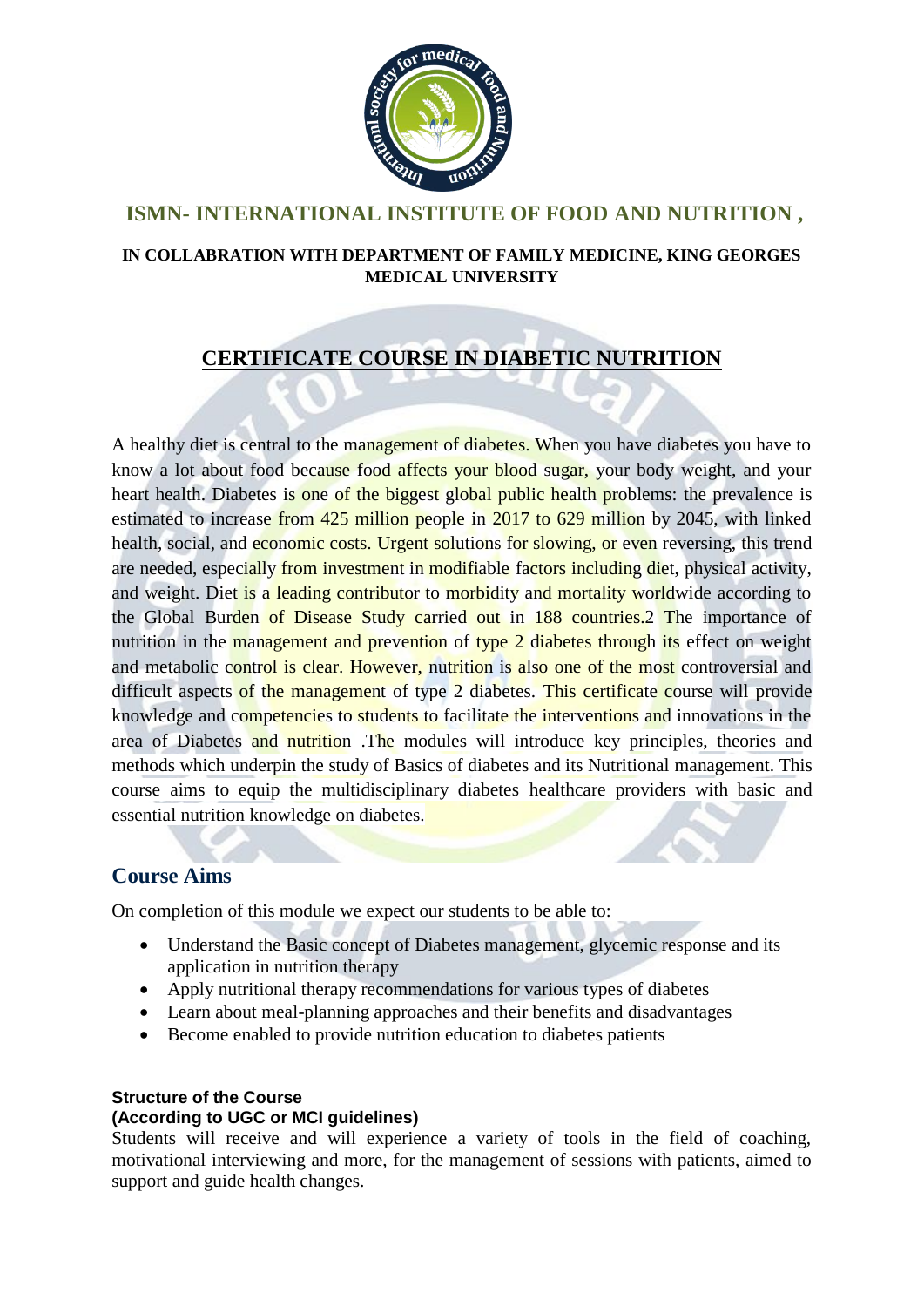## ISMN- INTERNATIONAL INSTITUTE OF FOOD AND NUTRITION ,

**IN COLLABRATION WITH DEPARTMENT OF FAMILY MEDICINE, KING GEORGES MEDICAL UNIVERSITY**

# CERTIFICATE COURSE IN DIABETIC NUTRITION

A healthy diet is central to the management of diabetes. When you have diabetes you have to know a lot about food because food affects your blood sugar, your body weight, and your heart health. Diabetes is one of the biggest global public health problems: the prevalence is estimated to increase from 425 million people in 2017 to 629 million by 2045, with linked health, social, and economic costs. Urgent solutions for slowing, or even reversing, this trend are needed, especially from investment in modifiable factors including diet, physical activity, and weight. Diet is a leading contributor to morbidity and mortality worldwide according to the Global Burden of Disease Study carried out in 188 countries.2 The importance of nutrition in the management and prevention of type 2 diabetes through its effect on weight and metabolic control is clear. However, nutrition is also one of the most controversial and difficult aspects of the management of type 2 diabetes. This certificate course will provide knowledge and competencies to students to facilitate the interventions and innovations in the area of Diabetes and nutrition .The modules will introduce key principles, theories and methods which underpin the study of Basics of diabetes and its Nutritional management. This course aims to equip the multidisciplinary diabetes healthcare providers with basic and essential nutrition knowledge on diabetes.

## Course Aims

On completion of this module we expect our students to be able to:

- Understand the Basic concept of Diabetes management, glycemic response and its application in nutrition therapy
- Apply nutritional therapy recommendations for various types of diabetes
- Learn about meal-planning approaches and their benefits and disadvantages
- Become enabled to provide nutrition education to diabetes patients

**Structure of the Course**
**(According to UGC or MCI guidelines)**

Students will receive and will experience a variety of tools in the field of coaching, motivational interviewing and more, for the management of sessions with patients, aimed to support and guide health changes.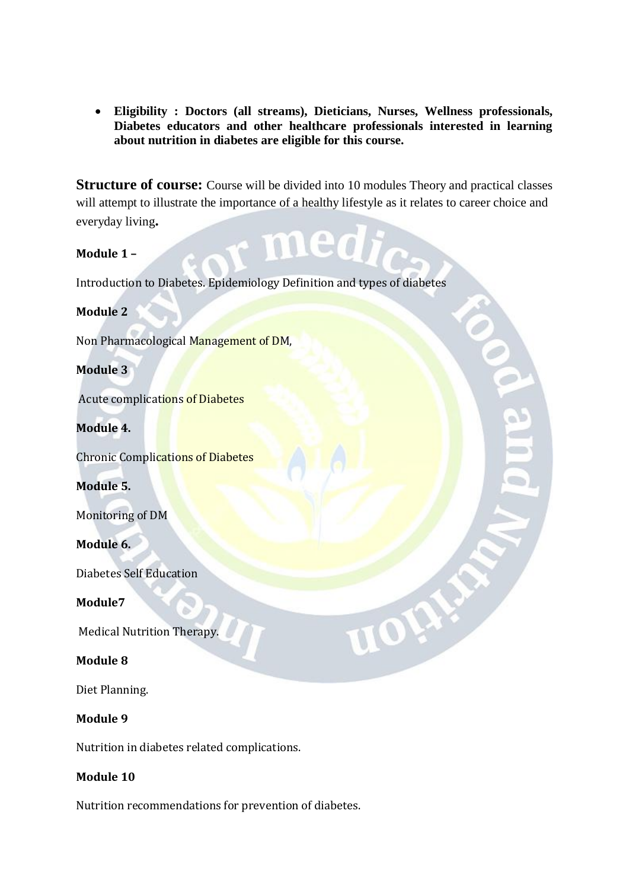- **Eligibility : Doctors (all streams), Dieticians, Nurses, Wellness professionals, Diabetes educators and other healthcare professionals interested in learning about nutrition in diabetes are eligible for this course.**

**Structure of course:** Course will be divided into 10 modules Theory and practical classes will attempt to illustrate the importance of a healthy lifestyle as it relates to career choice and everyday living**.**

**Module 1 –**

Introduction to Diabetes. Epidemiology Definition and types of diabetes

**Module 2**

Non Pharmacological Management of DM,

**Module 3**

Acute complications of Diabetes

**Module 4.**

Chronic Complications of Diabetes

**Module 5.**

Monitoring of DM

**Module 6.**

Diabetes Self Education

**Module7**

Medical Nutrition Therapy.

**Module 8**

Diet Planning.

**Module 9**

Nutrition in diabetes related complications.

**Module 10**

Nutrition recommendations for prevention of diabetes.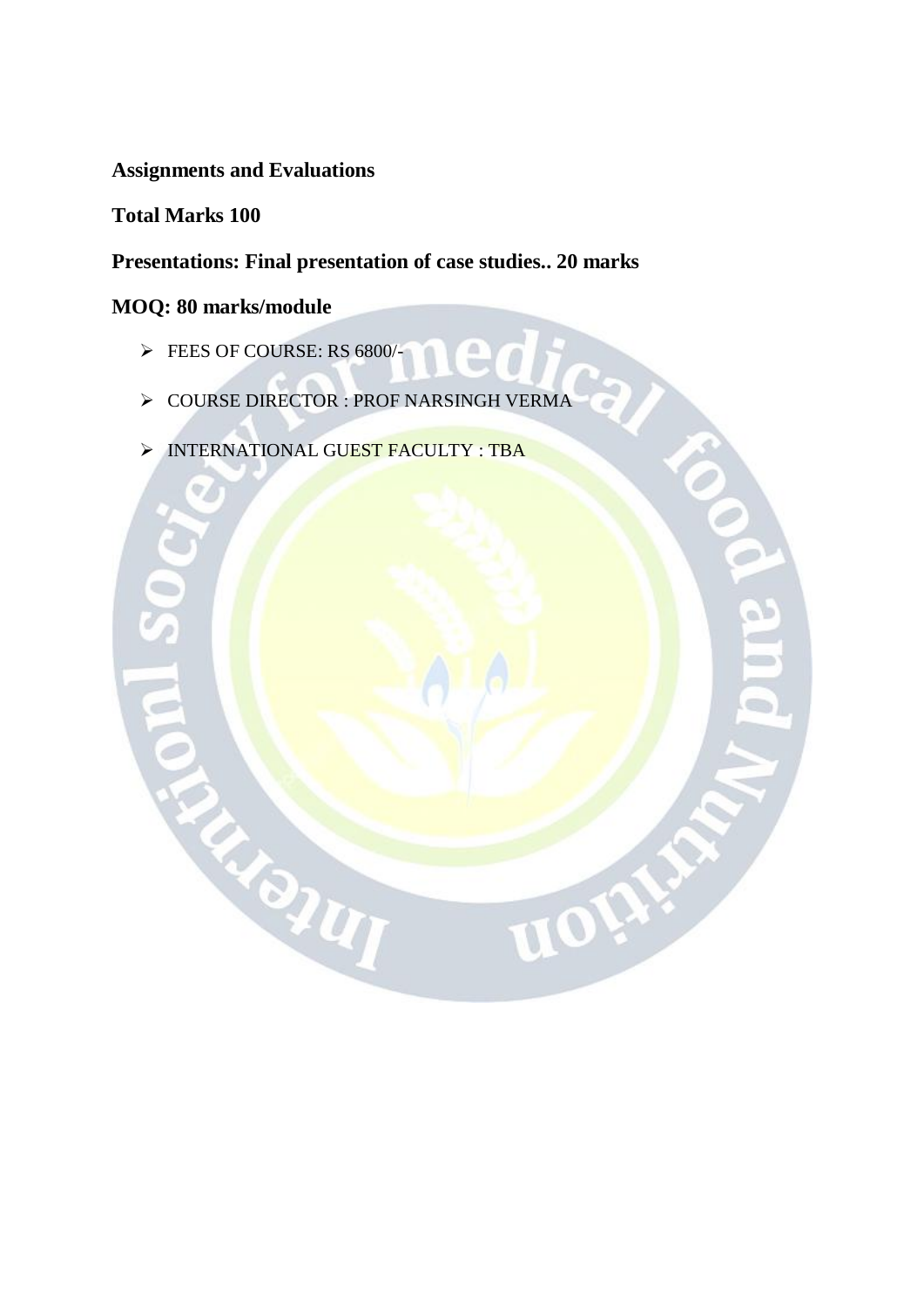**Assignments and Evaluations**

**Total Marks 100**

**Presentations: Final presentation of case studies.. 20 marks**

**MOQ: 80 marks/module**

- FEES OF COURSE: RS 6800/-
- COURSE DIRECTOR : PROF NARSINGH VERMA
- INTERNATIONAL GUEST FACULTY : TBA